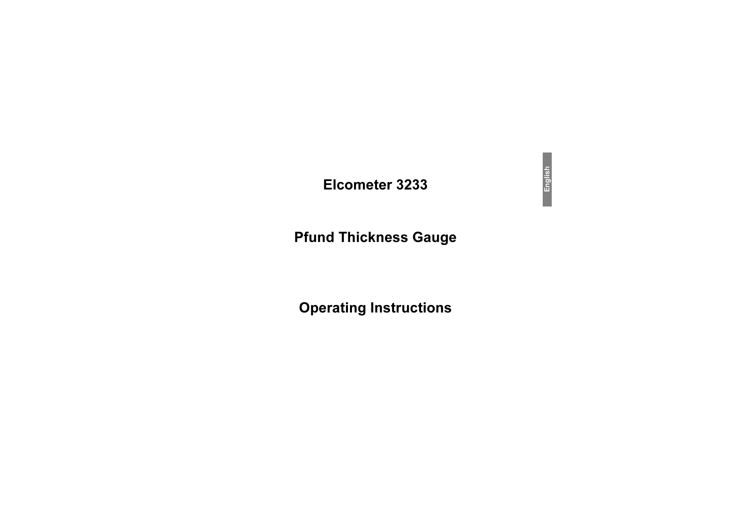# Elcometer 3233

# Pfund Thickness Gauge

# Operating Instructions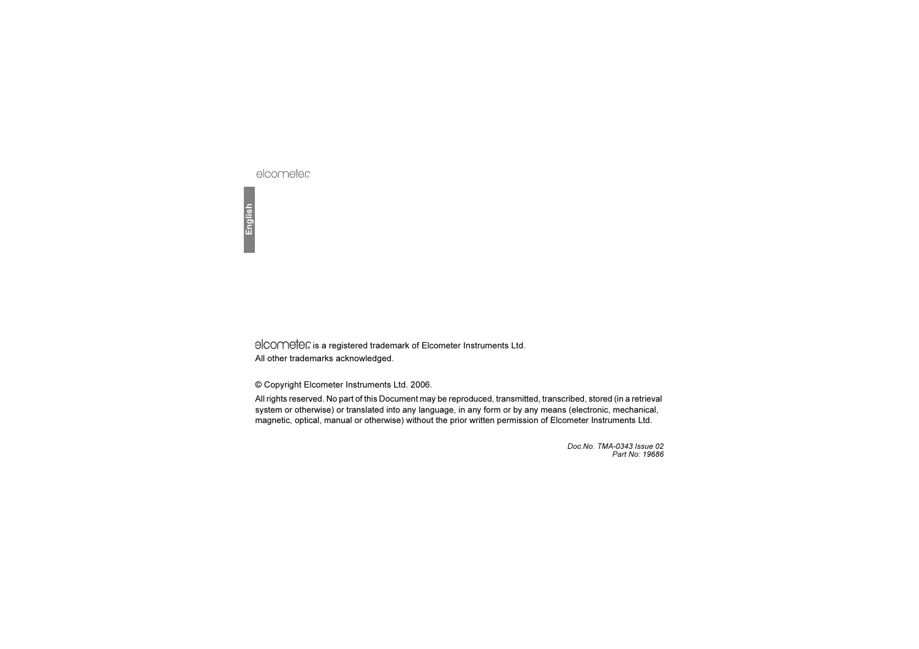elcometer

English

elcometer is a registered trademark of Elcometer Instruments Ltd.
All other trademarks acknowledged.

© Copyright Elcometer Instruments Ltd. 2006.

All rights reserved. No part of this Document may be reproduced, transmitted, transcribed, stored (in a retrieval system or otherwise) or translated into any language, in any form or by any means (electronic, mechanical, magnetic, optical, manual or otherwise) without the prior written permission of Elcometer Instruments Ltd.

*Doc.No. TMA-0343 Issue 02*
*Part No: 19686*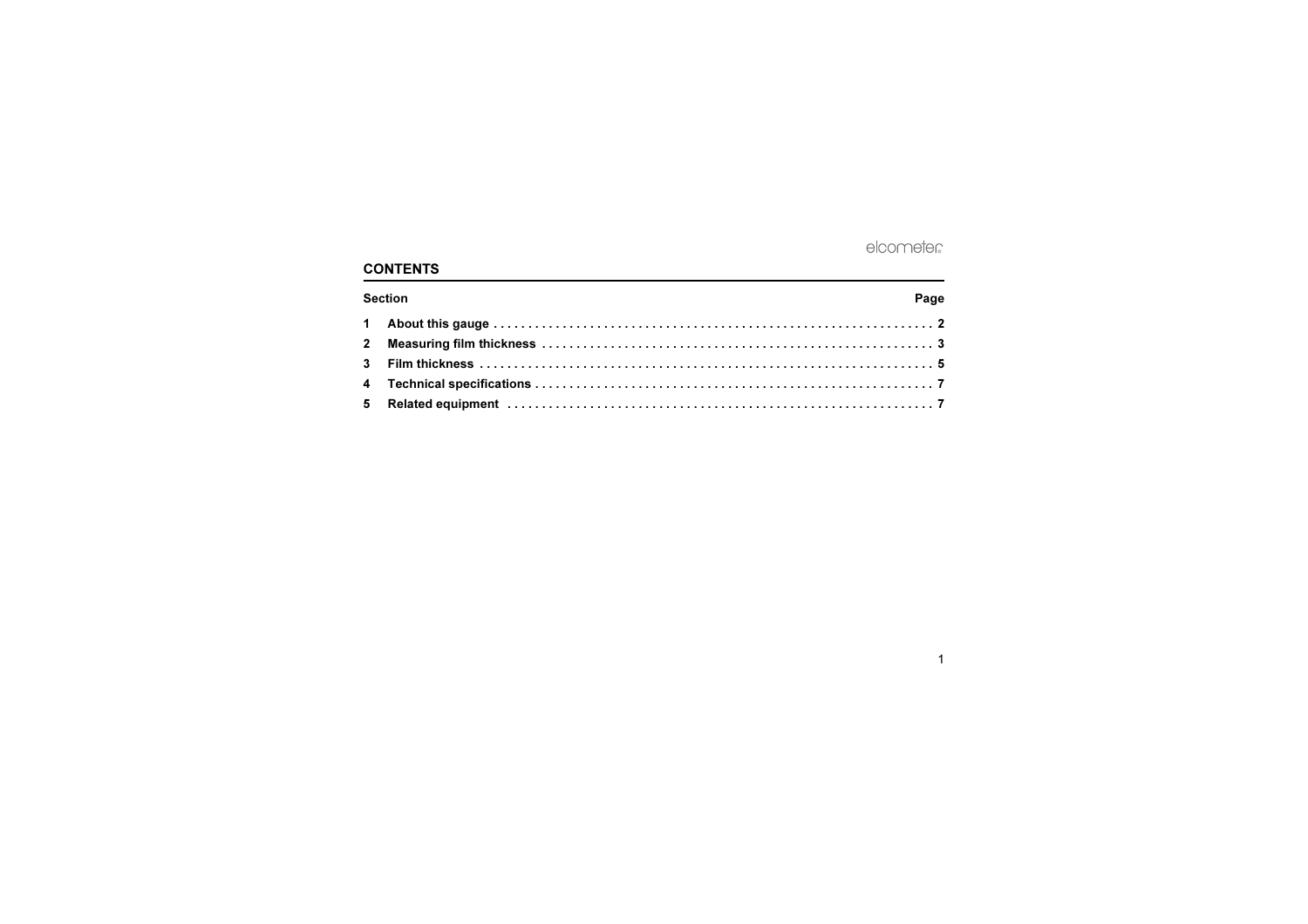## CONTENTS

| Section | | Page |
|---|---|---|
| 1 | About this gauge | 2 |
| 2 | Measuring film thickness | 3 |
| 3 | Film thickness | 5 |
| 4 | Technical specifications | 7 |
| 5 | Related equipment | 7 |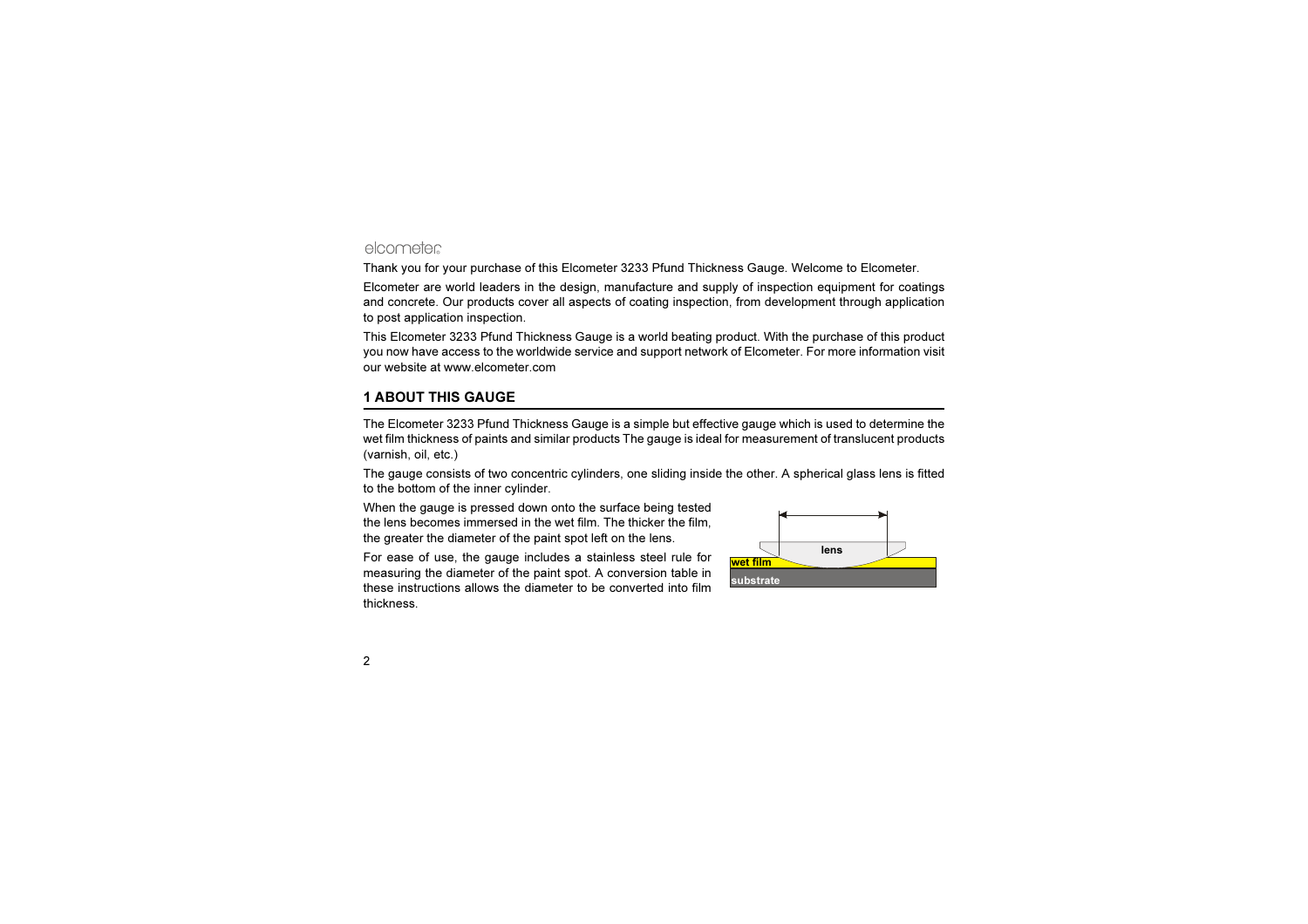elcometer

Thank you for your purchase of this Elcometer 3233 Pfund Thickness Gauge. Welcome to Elcometer.

Elcometer are world leaders in the design, manufacture and supply of inspection equipment for coatings and concrete. Our products cover all aspects of coating inspection, from development through application to post application inspection.

This Elcometer 3233 Pfund Thickness Gauge is a world beating product. With the purchase of this product you now have access to the worldwide service and support network of Elcometer. For more information visit our website at www.elcometer.com

## 1 ABOUT THIS GAUGE

The Elcometer 3233 Pfund Thickness Gauge is a simple but effective gauge which is used to determine the wet film thickness of paints and similar products The gauge is ideal for measurement of translucent products (varnish, oil, etc.)

The gauge consists of two concentric cylinders, one sliding inside the other. A spherical glass lens is fitted to the bottom of the inner cylinder.

When the gauge is pressed down onto the surface being tested the lens becomes immersed in the wet film. The thicker the film, the greater the diameter of the paint spot left on the lens.

For ease of use, the gauge includes a stainless steel rule for measuring the diameter of the paint spot. A conversion table in these instructions allows the diameter to be converted into film thickness.

lens

wet film

substrate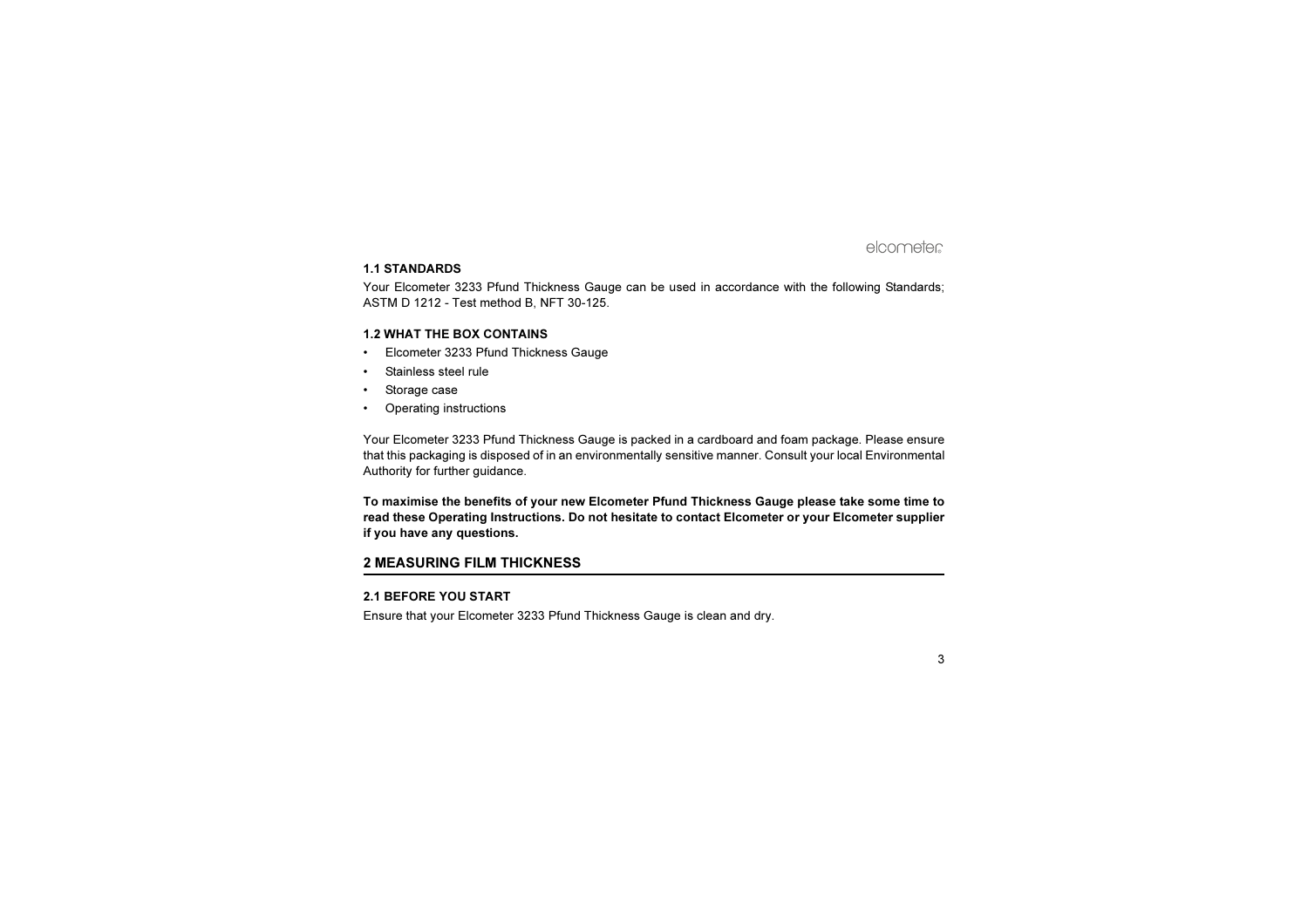### 1.1 STANDARDS

Your Elcometer 3233 Pfund Thickness Gauge can be used in accordance with the following Standards; ASTM D 1212 - Test method B, NFT 30-125.

### 1.2 WHAT THE BOX CONTAINS

- Elcometer 3233 Pfund Thickness Gauge
- Stainless steel rule
- Storage case
- Operating instructions

Your Elcometer 3233 Pfund Thickness Gauge is packed in a cardboard and foam package. Please ensure that this packaging is disposed of in an environmentally sensitive manner. Consult your local Environmental Authority for further guidance.

**To maximise the benefits of your new Elcometer Pfund Thickness Gauge please take some time to read these Operating Instructions. Do not hesitate to contact Elcometer or your Elcometer supplier if you have any questions.**

## 2 MEASURING FILM THICKNESS

### 2.1 BEFORE YOU START

Ensure that your Elcometer 3233 Pfund Thickness Gauge is clean and dry.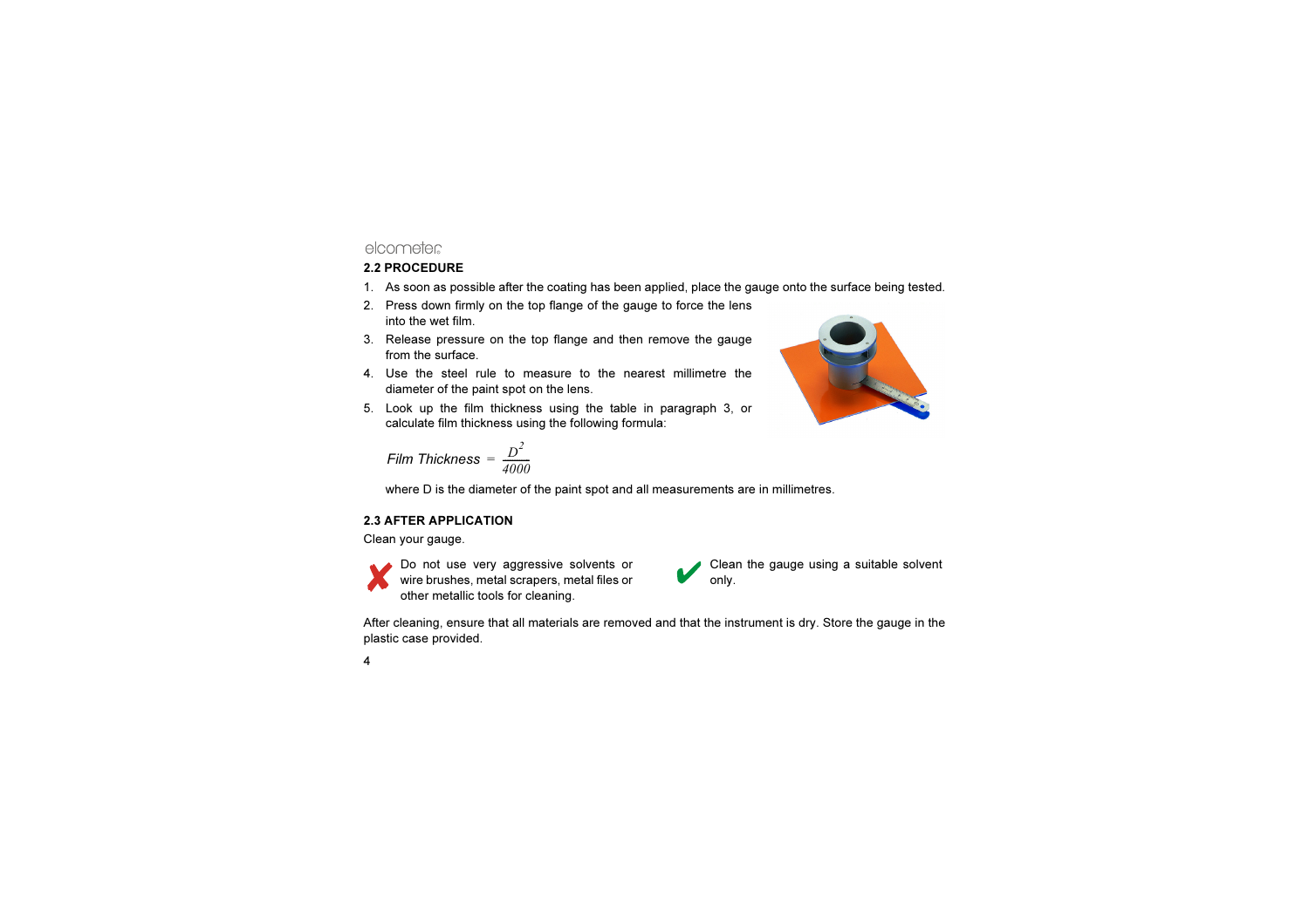## 2.2 PROCEDURE

1. As soon as possible after the coating has been applied, place the gauge onto the surface being tested.
2. Press down firmly on the top flange of the gauge to force the lens into the wet film.
3. Release pressure on the top flange and then remove the gauge from the surface.
4. Use the steel rule to measure to the nearest millimetre the diameter of the paint spot on the lens.
5. Look up the film thickness using the table in paragraph 3, or calculate film thickness using the following formula:

$$\textit{Film Thickness} = \frac{D^2}{4000}$$

where D is the diameter of the paint spot and all measurements are in millimetres.

## 2.3 AFTER APPLICATION

Clean your gauge.

✘ Do not use very aggressive solvents or wire brushes, metal scrapers, metal files or other metallic tools for cleaning.

✔ Clean the gauge using a suitable solvent only.

After cleaning, ensure that all materials are removed and that the instrument is dry. Store the gauge in the plastic case provided.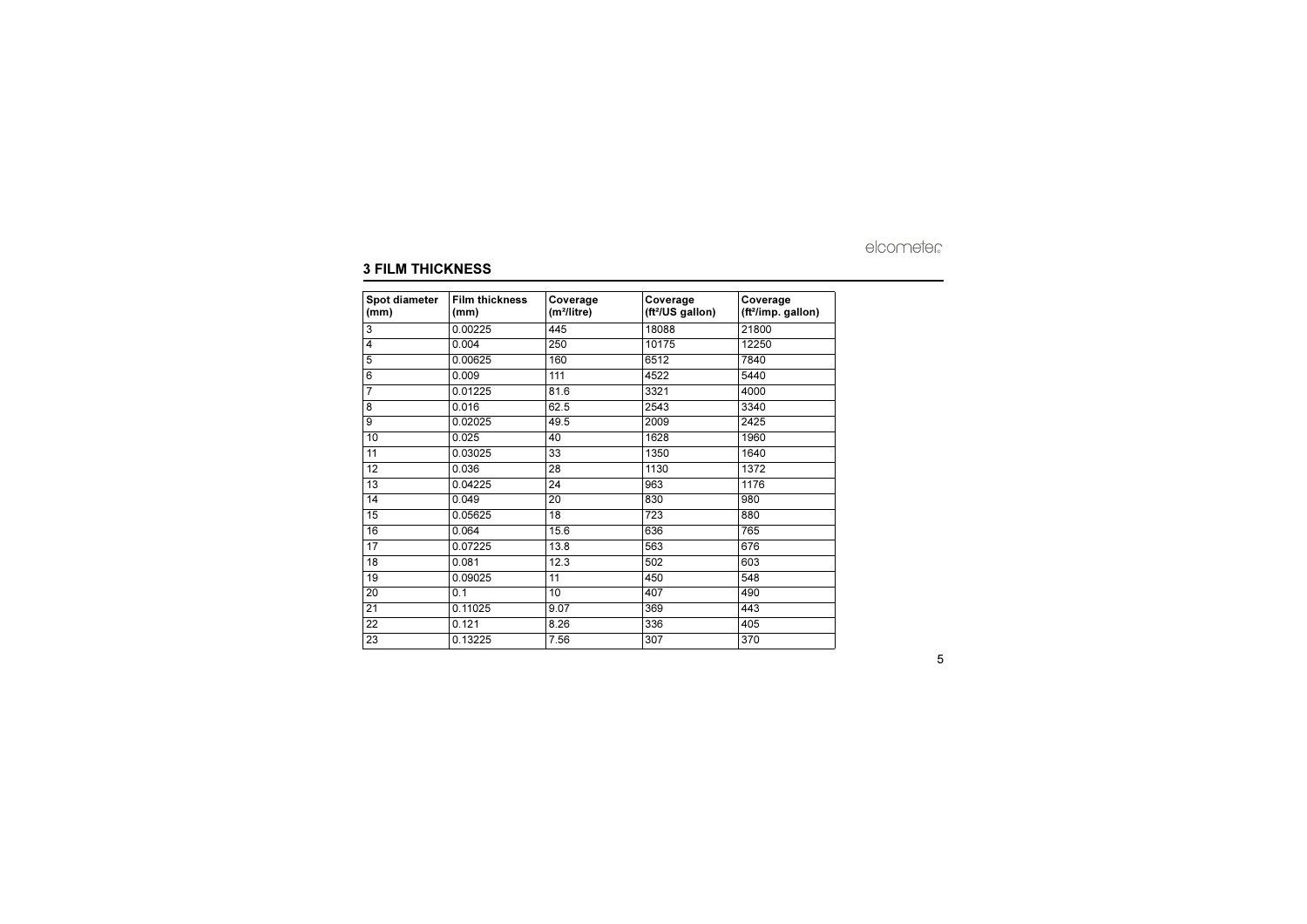## 3 FILM THICKNESS

| Spot diameter (mm) | Film thickness (mm) | Coverage ($m^2$/litre) | Coverage ($ft^2$/US gallon) | Coverage ($ft^2$/imp. gallon) |
|---|---|---|---|---|
| 3 | 0.00225 | 445 | 18088 | 21800 |
| 4 | 0.004 | 250 | 10175 | 12250 |
| 5 | 0.00625 | 160 | 6512 | 7840 |
| 6 | 0.009 | 111 | 4522 | 5440 |
| 7 | 0.01225 | 81.6 | 3321 | 4000 |
| 8 | 0.016 | 62.5 | 2543 | 3340 |
| 9 | 0.02025 | 49.5 | 2009 | 2425 |
| 10 | 0.025 | 40 | 1628 | 1960 |
| 11 | 0.03025 | 33 | 1350 | 1640 |
| 12 | 0.036 | 28 | 1130 | 1372 |
| 13 | 0.04225 | 24 | 963 | 1176 |
| 14 | 0.049 | 20 | 830 | 980 |
| 15 | 0.05625 | 18 | 723 | 880 |
| 16 | 0.064 | 15.6 | 636 | 765 |
| 17 | 0.07225 | 13.8 | 563 | 676 |
| 18 | 0.081 | 12.3 | 502 | 603 |
| 19 | 0.09025 | 11 | 450 | 548 |
| 20 | 0.1 | 10 | 407 | 490 |
| 21 | 0.11025 | 9.07 | 369 | 443 |
| 22 | 0.121 | 8.26 | 336 | 405 |
| 23 | 0.13225 | 7.56 | 307 | 370 |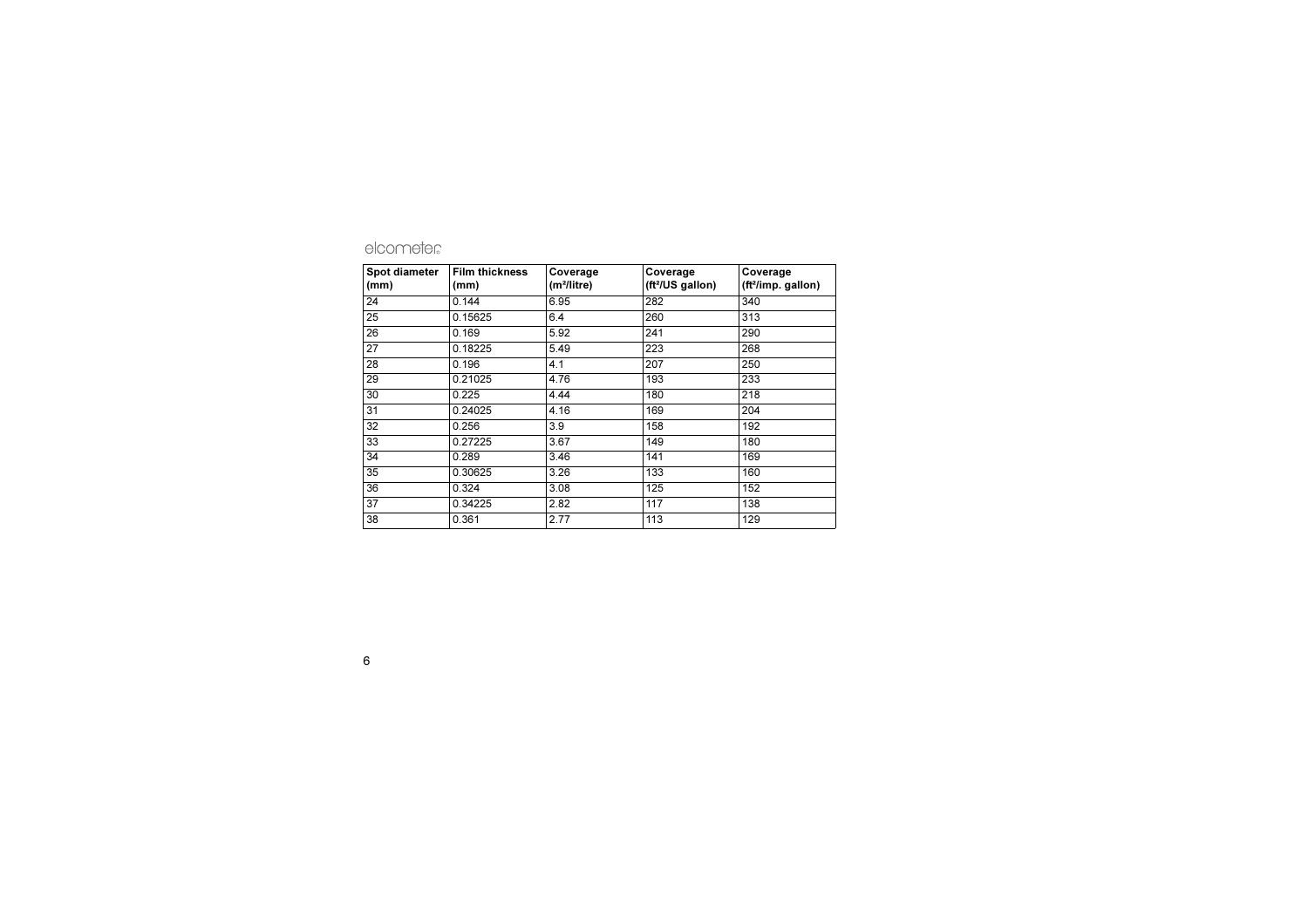| Spot diameter (mm) | Film thickness (mm) | Coverage ($m^2$/litre) | Coverage ($ft^2$/US gallon) | Coverage ($ft^2$/imp. gallon) |
|---|---|---|---|---|
| 24 | 0.144 | 6.95 | 282 | 340 |
| 25 | 0.15625 | 6.4 | 260 | 313 |
| 26 | 0.169 | 5.92 | 241 | 290 |
| 27 | 0.18225 | 5.49 | 223 | 268 |
| 28 | 0.196 | 4.1 | 207 | 250 |
| 29 | 0.21025 | 4.76 | 193 | 233 |
| 30 | 0.225 | 4.44 | 180 | 218 |
| 31 | 0.24025 | 4.16 | 169 | 204 |
| 32 | 0.256 | 3.9 | 158 | 192 |
| 33 | 0.27225 | 3.67 | 149 | 180 |
| 34 | 0.289 | 3.46 | 141 | 169 |
| 35 | 0.30625 | 3.26 | 133 | 160 |
| 36 | 0.324 | 3.08 | 125 | 152 |
| 37 | 0.34225 | 2.82 | 117 | 138 |
| 38 | 0.361 | 2.77 | 113 | 129 |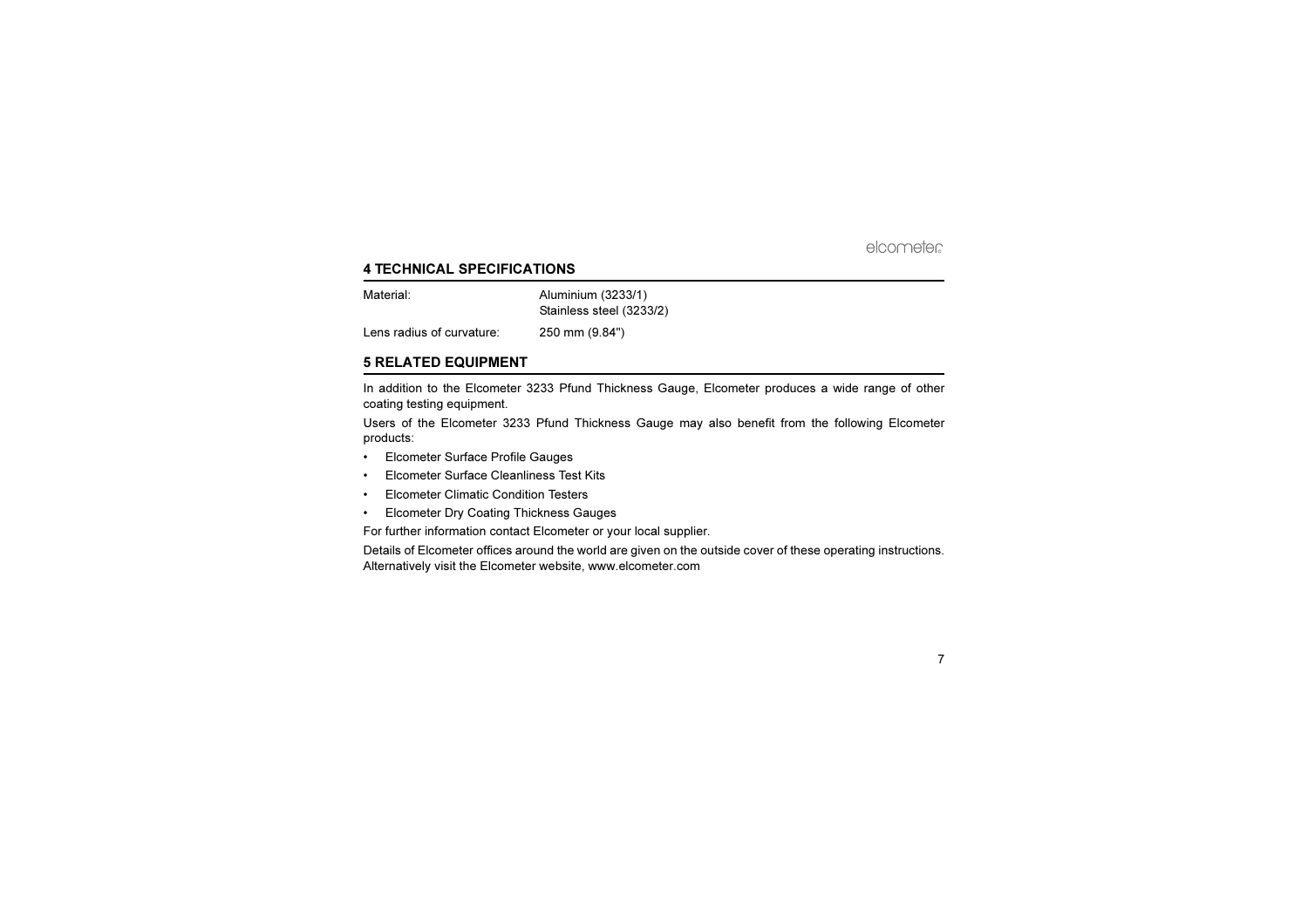## 4 TECHNICAL SPECIFICATIONS

| | |
|---|---|
| Material: | Aluminium (3233/1)<br>Stainless steel (3233/2) |
| Lens radius of curvature: | 250 mm (9.84") |

## 5 RELATED EQUIPMENT

In addition to the Elcometer 3233 Pfund Thickness Gauge, Elcometer produces a wide range of other coating testing equipment.

Users of the Elcometer 3233 Pfund Thickness Gauge may also benefit from the following Elcometer products:

- Elcometer Surface Profile Gauges
- Elcometer Surface Cleanliness Test Kits
- Elcometer Climatic Condition Testers
- Elcometer Dry Coating Thickness Gauges

For further information contact Elcometer or your local supplier.

Details of Elcometer offices around the world are given on the outside cover of these operating instructions. Alternatively visit the Elcometer website, www.elcometer.com